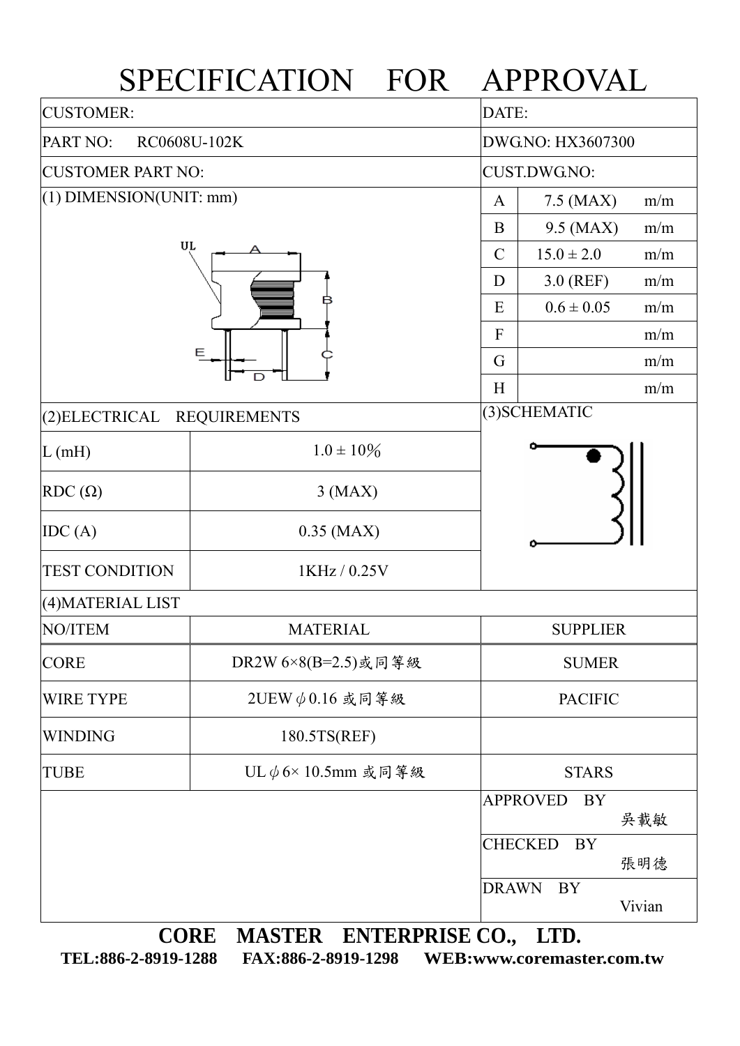# SPECIFICATION FOR APPROVAL

| CUSTOMER: | DATE: |
|---|---|
| PART NO: RC0608U-102K | DWG.NO: HX3607300 |
| CUSTOMER PART NO: | CUST.DWG.NO: |

## (1) DIMENSION(UNIT: mm)

| | | |
|---|---|---|
| A | 7.5 (MAX) | m/m |
| B | 9.5 (MAX) | m/m |
| C | 15.0 ± 2.0 | m/m |
| D | 3.0 (REF) | m/m |
| E | 0.6 ± 0.05 | m/m |
| F | | m/m |
| G | | m/m |
| H | | m/m |

## (2)ELECTRICAL REQUIREMENTS

| | |
|---|---|
| L (mH) | 1.0 ± 10% |
| RDC (Ω) | 3 (MAX) |
| IDC (A) | 0.35 (MAX) |
| TEST CONDITION | 1KHz / 0.25V |

## (3)SCHEMATIC

## (4)MATERIAL LIST

| NO/ITEM | MATERIAL | SUPPLIER |
|---|---|---|
| CORE | DR2W 6×8(B=2.5)或同等級 | SUMER |
| WIRE TYPE | 2UEW φ0.16 或同等級 | PACIFIC |
| WINDING | 180.5TS(REF) | |
| TUBE | UL φ6× 10.5mm 或同等級 | STARS |

| | |
|---|---|
| APPROVED BY | 吳載敏 |
| CHECKED BY | 張明德 |
| DRAWN BY | Vivian |

**CORE MASTER ENTERPRISE CO., LTD.**

**TEL:886-2-8919-1288 FAX:886-2-8919-1298 WEB:www.coremaster.com.tw**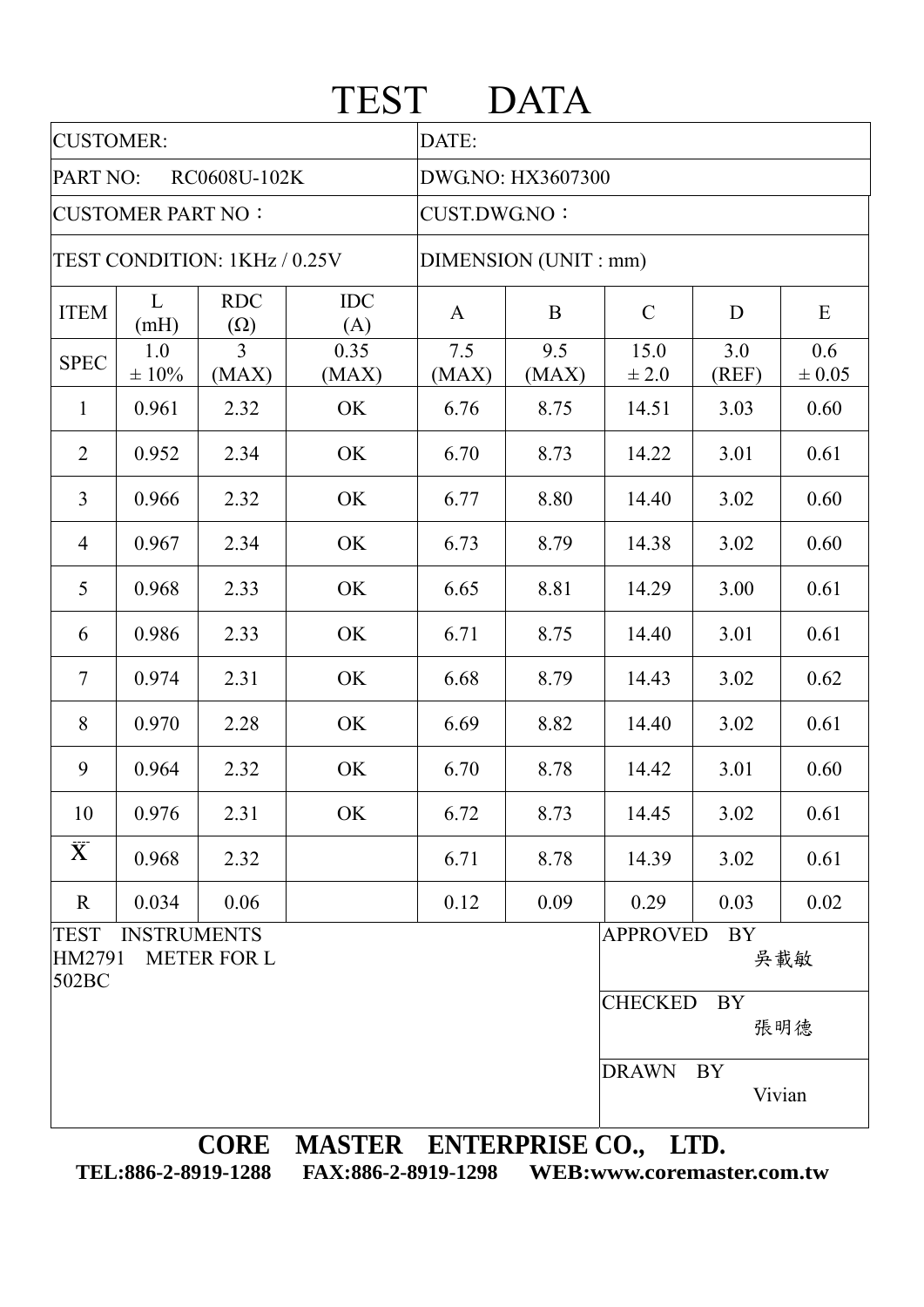# TEST DATA

| | |
|---|---|
| CUSTOMER: | DATE: |
| PART NO: RC0608U-102K | DWG.NO: HX3607300 |
| CUSTOMER PART NO： | CUST.DWG.NO： |
| TEST CONDITION: 1KHz / 0.25V | DIMENSION (UNIT : mm) |

| ITEM | L (mH) | RDC (Ω) | IDC (A) | A | B | C | D | E |
|---|---|---|---|---|---|---|---|---|
| SPEC | 1.0 ± 10% | 3 (MAX) | 0.35 (MAX) | 7.5 (MAX) | 9.5 (MAX) | 15.0 ± 2.0 | 3.0 (REF) | 0.6 ± 0.05 |
| 1 | 0.961 | 2.32 | OK | 6.76 | 8.75 | 14.51 | 3.03 | 0.60 |
| 2 | 0.952 | 2.34 | OK | 6.70 | 8.73 | 14.22 | 3.01 | 0.61 |
| 3 | 0.966 | 2.32 | OK | 6.77 | 8.80 | 14.40 | 3.02 | 0.60 |
| 4 | 0.967 | 2.34 | OK | 6.73 | 8.79 | 14.38 | 3.02 | 0.60 |
| 5 | 0.968 | 2.33 | OK | 6.65 | 8.81 | 14.29 | 3.00 | 0.61 |
| 6 | 0.986 | 2.33 | OK | 6.71 | 8.75 | 14.40 | 3.01 | 0.61 |
| 7 | 0.974 | 2.31 | OK | 6.68 | 8.79 | 14.43 | 3.02 | 0.62 |
| 8 | 0.970 | 2.28 | OK | 6.69 | 8.82 | 14.40 | 3.02 | 0.61 |
| 9 | 0.964 | 2.32 | OK | 6.70 | 8.78 | 14.42 | 3.01 | 0.60 |
| 10 | 0.976 | 2.31 | OK | 6.72 | 8.73 | 14.45 | 3.02 | 0.61 |
| $\bar{X}$ | 0.968 | 2.32 | | 6.71 | 8.78 | 14.39 | 3.02 | 0.61 |
| R | 0.034 | 0.06 | | 0.12 | 0.09 | 0.29 | 0.03 | 0.02 |

| | |
|---|---|
| TEST INSTRUMENTS<br>HM2791 METER FOR L<br>502BC | APPROVED BY<br>吳載敏 |
| | CHECKED BY<br>張明德 |
| | DRAWN BY<br>Vivian |

**CORE MASTER ENTERPRISE CO., LTD.**

**TEL:886-2-8919-1288 FAX:886-2-8919-1298 WEB:www.coremaster.com.tw**